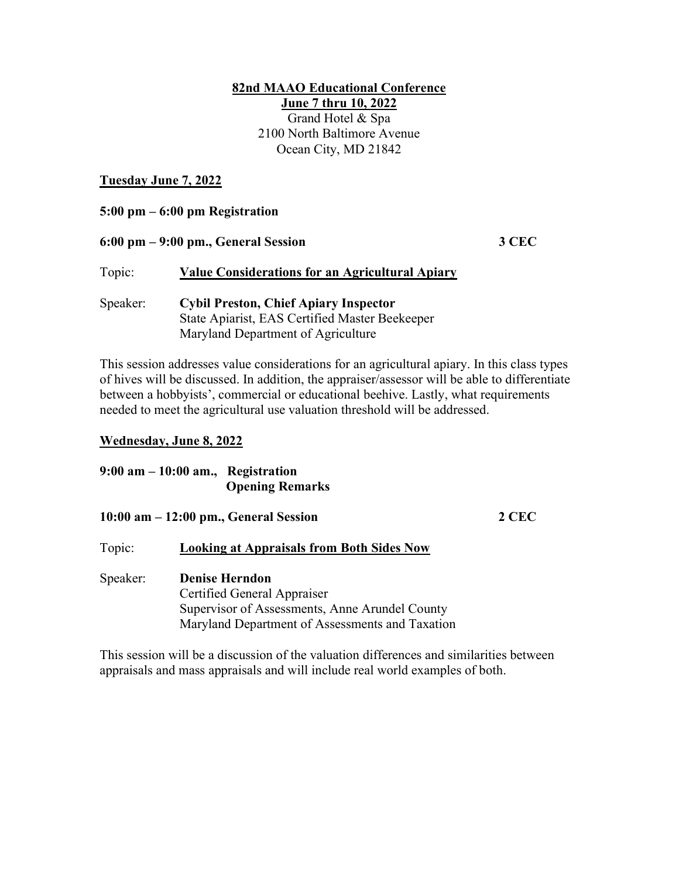# 82nd MAAO Educational Conference

**June 7 thru 10, 2022**

Grand Hotel & Spa
2100 North Baltimore Avenue
Ocean City, MD 21842

## Tuesday June 7, 2022

**5:00 pm – 6:00 pm Registration**

**6:00 pm – 9:00 pm., General Session** **3 CEC**

Topic: **Value Considerations for an Agricultural Apiary**

Speaker: **Cybil Preston, Chief Apiary Inspector**
State Apiarist, EAS Certified Master Beekeeper
Maryland Department of Agriculture

This session addresses value considerations for an agricultural apiary. In this class types of hives will be discussed. In addition, the appraiser/assessor will be able to differentiate between a hobbyists', commercial or educational beehive. Lastly, what requirements needed to meet the agricultural use valuation threshold will be addressed.

## Wednesday, June 8, 2022

**9:00 am – 10:00 am., Registration**
**Opening Remarks**

**10:00 am – 12:00 pm., General Session** **2 CEC**

Topic: **Looking at Appraisals from Both Sides Now**

Speaker: **Denise Herndon**
Certified General Appraiser
Supervisor of Assessments, Anne Arundel County
Maryland Department of Assessments and Taxation

This session will be a discussion of the valuation differences and similarities between appraisals and mass appraisals and will include real world examples of both.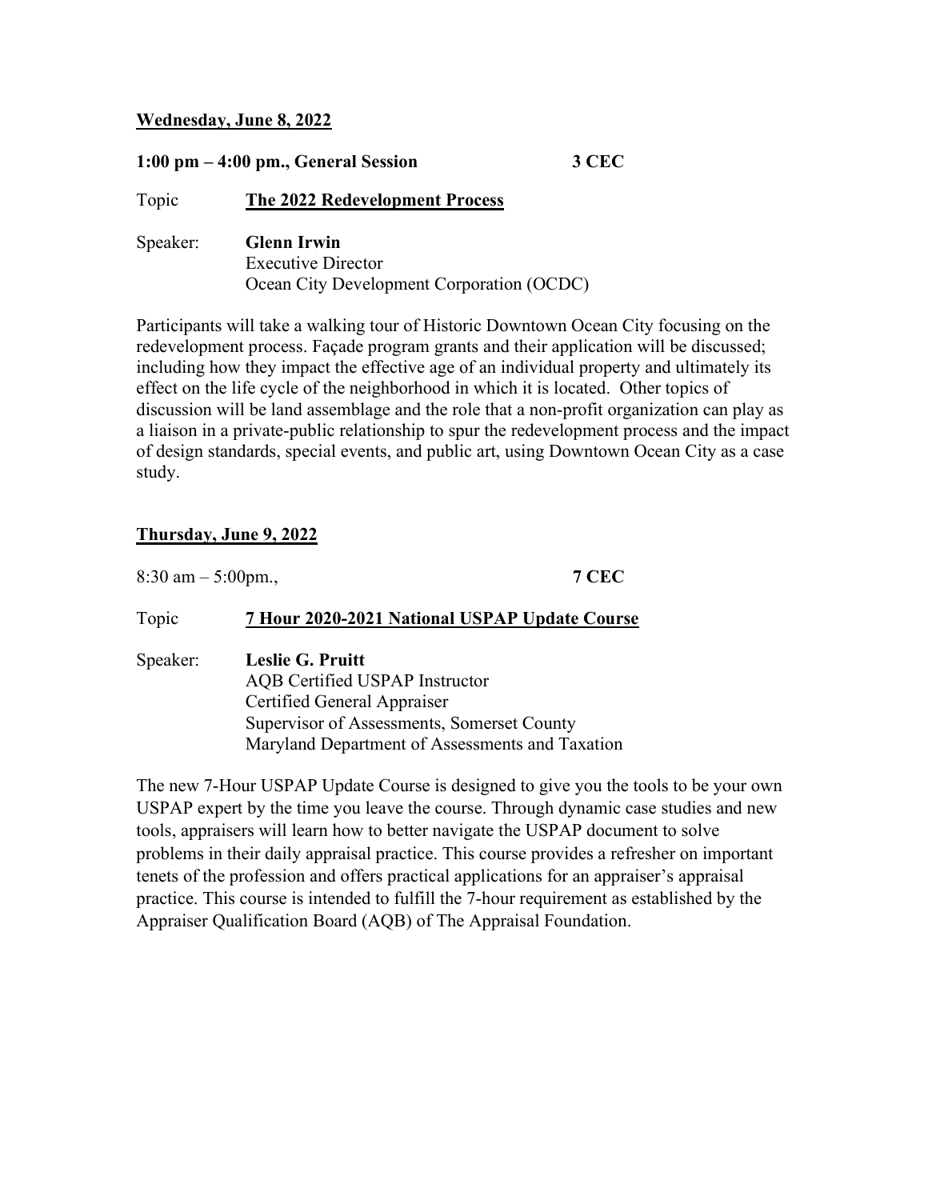**Wednesday, June 8, 2022**

**1:00 pm – 4:00 pm., General Session** **3 CEC**

Topic **The 2022 Redevelopment Process**

Speaker: **Glenn Irwin**
Executive Director
Ocean City Development Corporation (OCDC)

Participants will take a walking tour of Historic Downtown Ocean City focusing on the redevelopment process. Façade program grants and their application will be discussed; including how they impact the effective age of an individual property and ultimately its effect on the life cycle of the neighborhood in which it is located. Other topics of discussion will be land assemblage and the role that a non-profit organization can play as a liaison in a private-public relationship to spur the redevelopment process and the impact of design standards, special events, and public art, using Downtown Ocean City as a case study.

**Thursday, June 9, 2022**

8:30 am – 5:00pm., **7 CEC**

Topic **7 Hour 2020-2021 National USPAP Update Course**

Speaker: **Leslie G. Pruitt**
AQB Certified USPAP Instructor
Certified General Appraiser
Supervisor of Assessments, Somerset County
Maryland Department of Assessments and Taxation

The new 7-Hour USPAP Update Course is designed to give you the tools to be your own USPAP expert by the time you leave the course. Through dynamic case studies and new tools, appraisers will learn how to better navigate the USPAP document to solve problems in their daily appraisal practice. This course provides a refresher on important tenets of the profession and offers practical applications for an appraiser's appraisal practice. This course is intended to fulfill the 7-hour requirement as established by the Appraiser Qualification Board (AQB) of The Appraisal Foundation.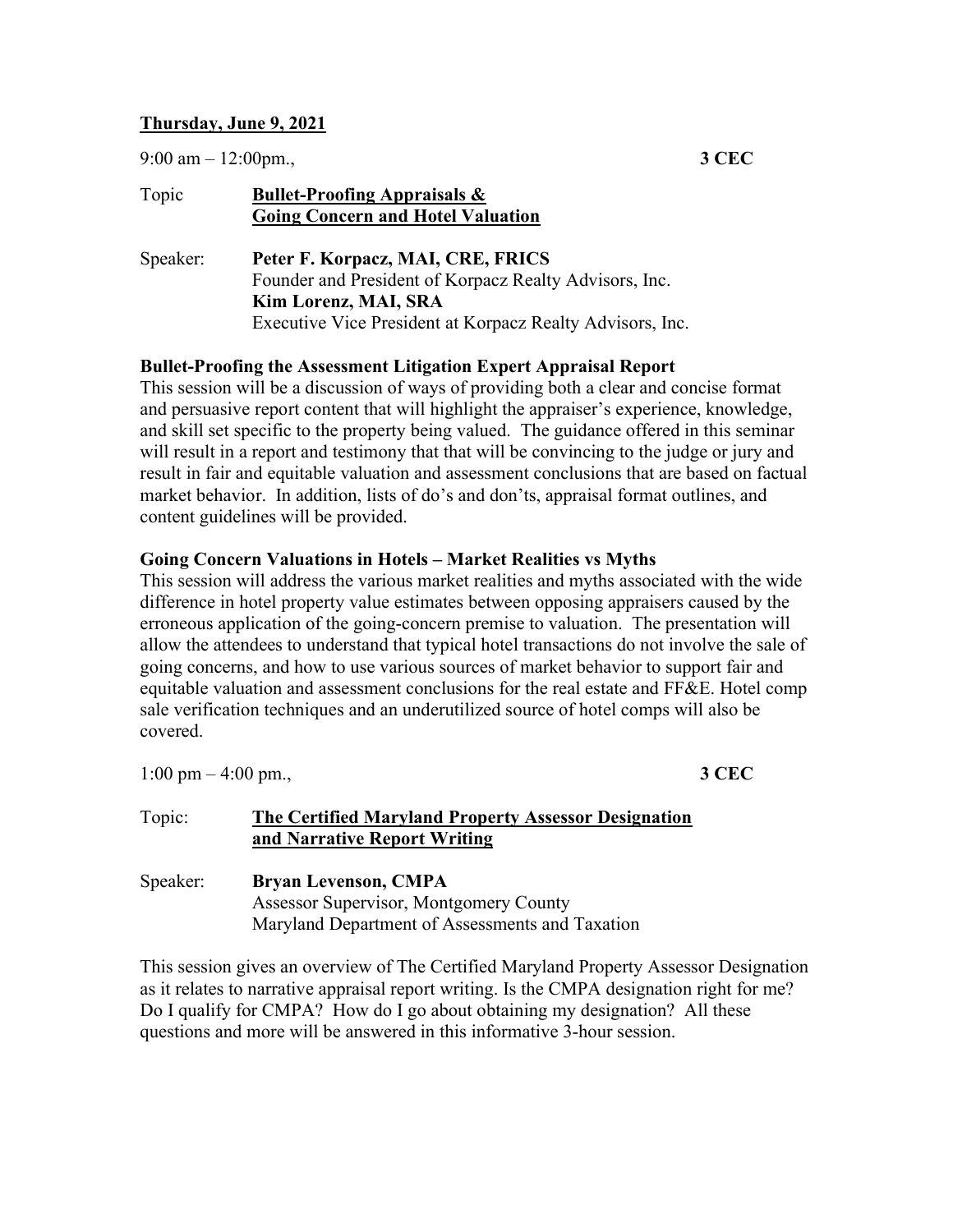**<u>Thursday, June 9, 2021</u>**

9:00 am – 12:00pm., **3 CEC**

Topic **<u>Bullet-Proofing Appraisals &</u>**
**<u>Going Concern and Hotel Valuation</u>**

Speaker: **Peter F. Korpacz, MAI, CRE, FRICS**
Founder and President of Korpacz Realty Advisors, Inc.
**Kim Lorenz, MAI, SRA**
Executive Vice President at Korpacz Realty Advisors, Inc.

**Bullet-Proofing the Assessment Litigation Expert Appraisal Report**

This session will be a discussion of ways of providing both a clear and concise format and persuasive report content that will highlight the appraiser's experience, knowledge, and skill set specific to the property being valued. The guidance offered in this seminar will result in a report and testimony that that will be convincing to the judge or jury and result in fair and equitable valuation and assessment conclusions that are based on factual market behavior. In addition, lists of do's and don'ts, appraisal format outlines, and content guidelines will be provided.

**Going Concern Valuations in Hotels – Market Realities vs Myths**

This session will address the various market realities and myths associated with the wide difference in hotel property value estimates between opposing appraisers caused by the erroneous application of the going-concern premise to valuation. The presentation will allow the attendees to understand that typical hotel transactions do not involve the sale of going concerns, and how to use various sources of market behavior to support fair and equitable valuation and assessment conclusions for the real estate and FF&E. Hotel comp sale verification techniques and an underutilized source of hotel comps will also be covered.

1:00 pm – 4:00 pm., **3 CEC**

Topic: **<u>The Certified Maryland Property Assessor Designation</u>**
**<u>and Narrative Report Writing</u>**

Speaker: **Bryan Levenson, CMPA**
Assessor Supervisor, Montgomery County
Maryland Department of Assessments and Taxation

This session gives an overview of The Certified Maryland Property Assessor Designation as it relates to narrative appraisal report writing. Is the CMPA designation right for me? Do I qualify for CMPA? How do I go about obtaining my designation? All these questions and more will be answered in this informative 3-hour session.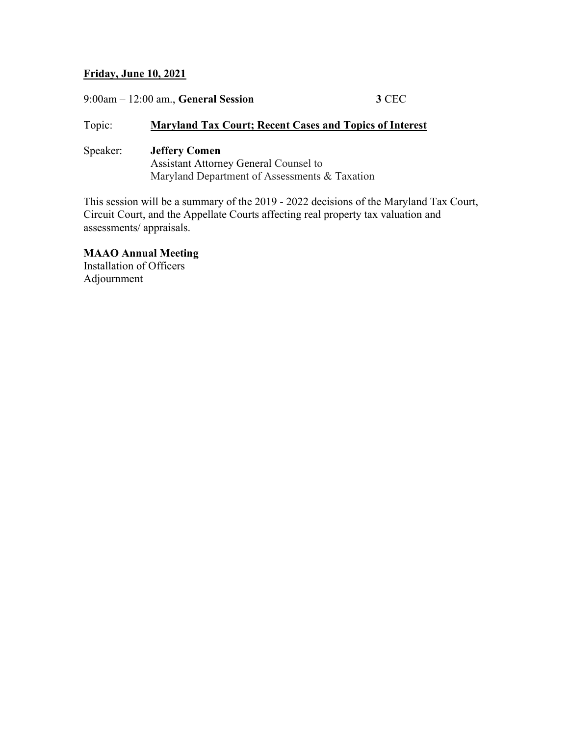**<u>Friday, June 10, 2021</u>**

9:00am – 12:00 am., **General Session** **3** CEC

Topic: **<u>Maryland Tax Court; Recent Cases and Topics of Interest</u>**

Speaker: **Jeffery Comen**
Assistant Attorney General Counsel to
Maryland Department of Assessments & Taxation

This session will be a summary of the 2019 - 2022 decisions of the Maryland Tax Court, Circuit Court, and the Appellate Courts affecting real property tax valuation and assessments/ appraisals.

**MAAO Annual Meeting**
Installation of Officers
Adjournment